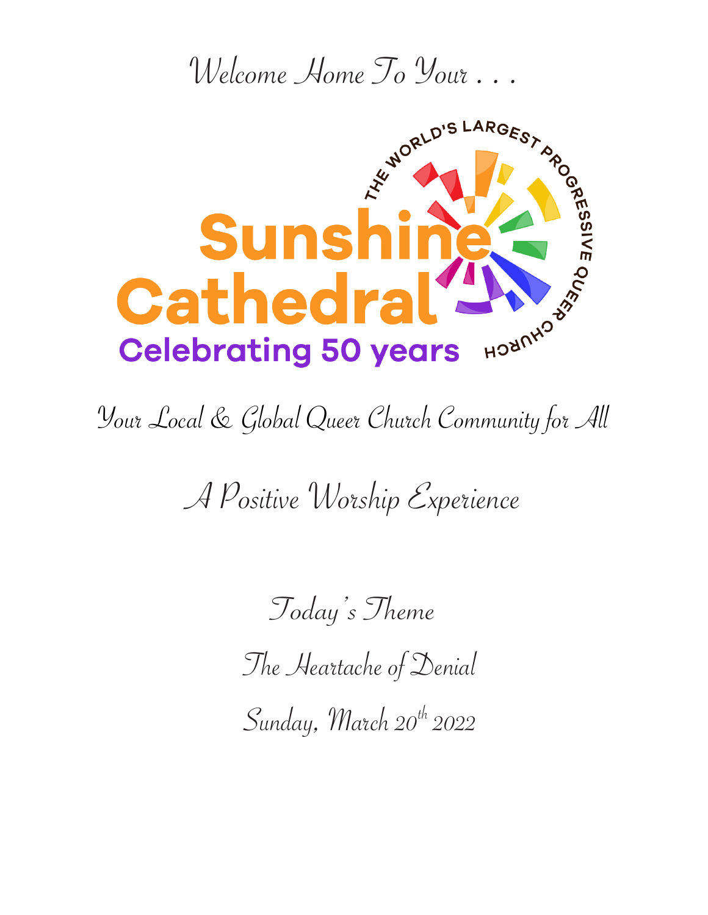Welcome Home To Your . . .

THE WORLD'S LARGEST PROGRESSIVE QUEER CHURCH

# Sunshine Cathedral

**Celebrating 50 years**

Your Local & Global Queer Church Community for All

## A Positive Worship Experience

Today's Theme

The Heartache of Denial

Sunday, March 20th 2022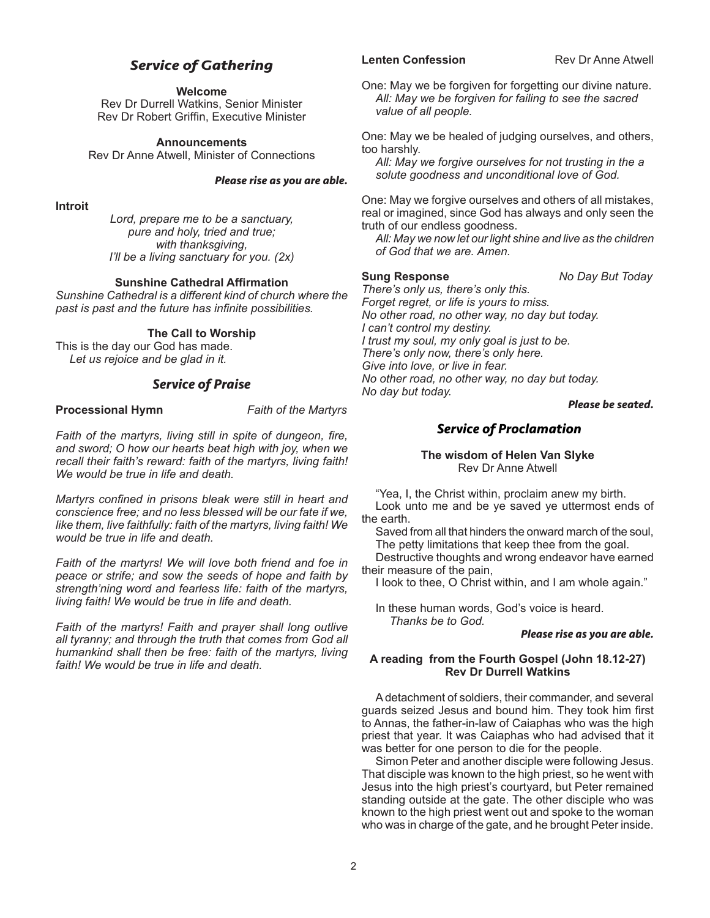## *Service of Gathering*

**Welcome**
Rev Dr Durrell Watkins, Senior Minister
Rev Dr Robert Griffin, Executive Minister

**Announcements**
Rev Dr Anne Atwell, Minister of Connections

***Please rise as you are able.***

**Introit**

*Lord, prepare me to be a sanctuary,*
*pure and holy, tried and true;*
*with thanksgiving,*
*I'll be a living sanctuary for you. (2x)*

**Sunshine Cathedral Affirmation**

*Sunshine Cathedral is a different kind of church where the past is past and the future has infinite possibilities.*

**The Call to Worship**

This is the day our God has made.
*Let us rejoice and be glad in it.*

## *Service of Praise*

**Processional Hymn** *Faith of the Martyrs*

*Faith of the martyrs, living still in spite of dungeon, fire, and sword; O how our hearts beat high with joy, when we recall their faith's reward: faith of the martyrs, living faith! We would be true in life and death.*

*Martyrs confined in prisons bleak were still in heart and conscience free; and no less blessed will be our fate if we, like them, live faithfully: faith of the martyrs, living faith! We would be true in life and death.*

*Faith of the martyrs! We will love both friend and foe in peace or strife; and sow the seeds of hope and faith by strength'ning word and fearless life: faith of the martyrs, living faith! We would be true in life and death.*

*Faith of the martyrs! Faith and prayer shall long outlive all tyranny; and through the truth that comes from God all humankind shall then be free: faith of the martyrs, living faith! We would be true in life and death.*

**Lenten Confession** Rev Dr Anne Atwell

One: May we be forgiven for forgetting our divine nature.
*All: May we be forgiven for failing to see the sacred value of all people.*

One: May we be healed of judging ourselves, and others, too harshly.
*All: May we forgive ourselves for not trusting in the a solute goodness and unconditional love of God.*

One: May we forgive ourselves and others of all mistakes, real or imagined, since God has always and only seen the truth of our endless goodness.
*All: May we now let our light shine and live as the children of God that we are. Amen.*

**Sung Response** *No Day But Today*

*There's only us, there's only this.*
*Forget regret, or life is yours to miss.*
*No other road, no other way, no day but today.*
*I can't control my destiny.*
*I trust my soul, my only goal is just to be.*
*There's only now, there's only here.*
*Give into love, or live in fear.*
*No other road, no other way, no day but today.*
*No day but today.*

***Please be seated.***

## *Service of Proclamation*

**The wisdom of Helen Van Slyke**
Rev Dr Anne Atwell

"Yea, I, the Christ within, proclaim anew my birth.
Look unto me and be ye saved ye uttermost ends of the earth.
Saved from all that hinders the onward march of the soul,
The petty limitations that keep thee from the goal.
Destructive thoughts and wrong endeavor have earned their measure of the pain,
I look to thee, O Christ within, and I am whole again."

In these human words, God's voice is heard.
*Thanks be to God.*

***Please rise as you are able.***

**A reading from the Fourth Gospel (John 18.12-27)**
**Rev Dr Durrell Watkins**

A detachment of soldiers, their commander, and several guards seized Jesus and bound him. They took him first to Annas, the father-in-law of Caiaphas who was the high priest that year. It was Caiaphas who had advised that it was better for one person to die for the people.

Simon Peter and another disciple were following Jesus. That disciple was known to the high priest, so he went with Jesus into the high priest's courtyard, but Peter remained standing outside at the gate. The other disciple who was known to the high priest went out and spoke to the woman who was in charge of the gate, and he brought Peter inside.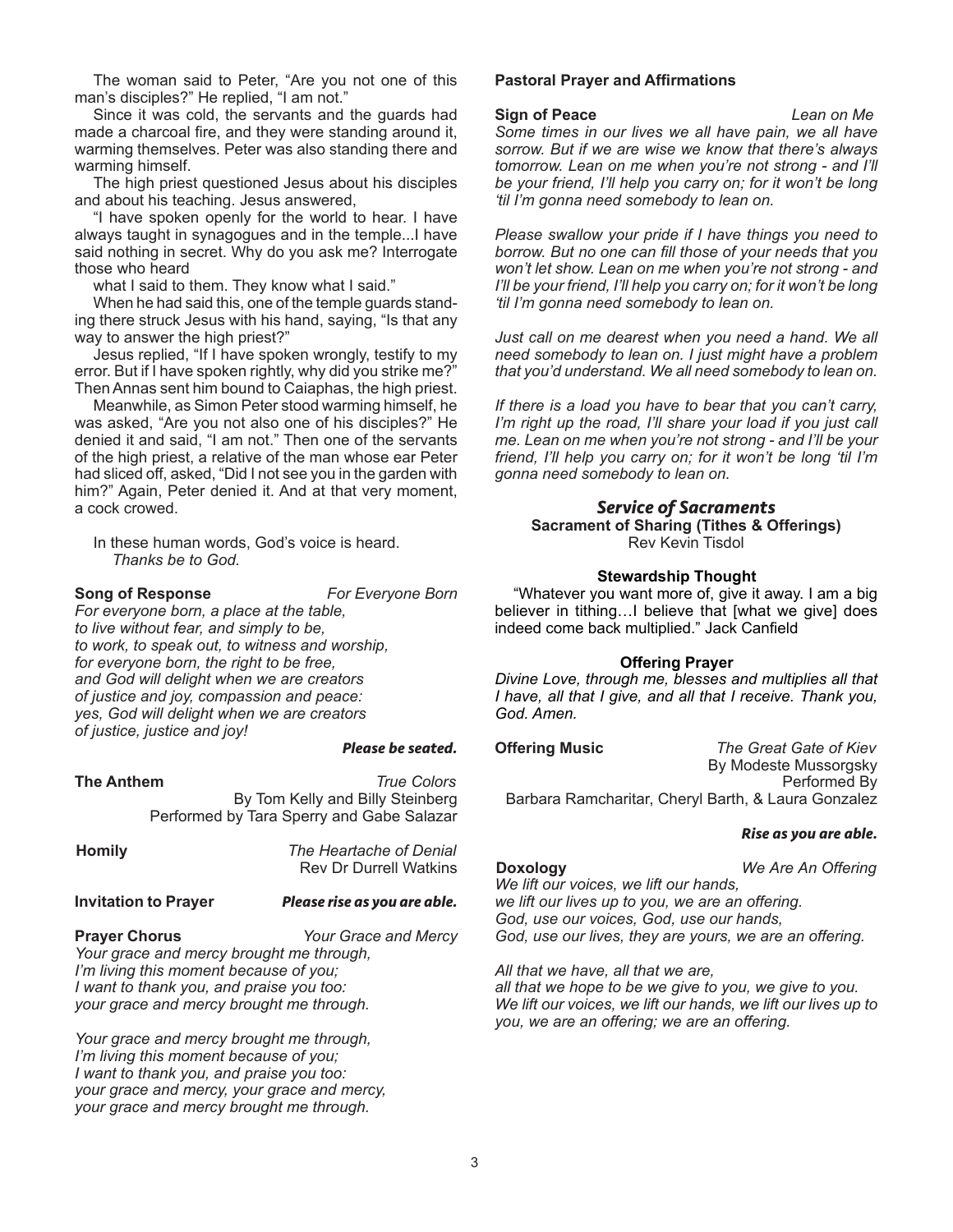The woman said to Peter, "Are you not one of this man's disciples?" He replied, "I am not."

Since it was cold, the servants and the guards had made a charcoal fire, and they were standing around it, warming themselves. Peter was also standing there and warming himself.

The high priest questioned Jesus about his disciples and about his teaching. Jesus answered,

"I have spoken openly for the world to hear. I have always taught in synagogues and in the temple...I have said nothing in secret. Why do you ask me? Interrogate those who heard

what I said to them. They know what I said."

When he had said this, one of the temple guards standing there struck Jesus with his hand, saying, "Is that any way to answer the high priest?"

Jesus replied, "If I have spoken wrongly, testify to my error. But if I have spoken rightly, why did you strike me?" Then Annas sent him bound to Caiaphas, the high priest.

Meanwhile, as Simon Peter stood warming himself, he was asked, "Are you not also one of his disciples?" He denied it and said, "I am not." Then one of the servants of the high priest, a relative of the man whose ear Peter had sliced off, asked, "Did I not see you in the garden with him?" Again, Peter denied it. And at that very moment, a cock crowed.

In these human words, God's voice is heard.
*Thanks be to God.*

**Song of Response** *For Everyone Born*

*For everyone born, a place at the table,*
*to live without fear, and simply to be,*
*to work, to speak out, to witness and worship,*
*for everyone born, the right to be free,*
*and God will delight when we are creators*
*of justice and joy, compassion and peace:*
*yes, God will delight when we are creators*
*of justice, justice and joy!*

***Please be seated.***

**The Anthem** *True Colors*
By Tom Kelly and Billy Steinberg
Performed by Tara Sperry and Gabe Salazar

**Homily** *The Heartache of Denial*
Rev Dr Durrell Watkins

**Invitation to Prayer** ***Please rise as you are able.***

**Prayer Chorus** *Your Grace and Mercy*

*Your grace and mercy brought me through,*
*I'm living this moment because of you;*
*I want to thank you, and praise you too:*
*your grace and mercy brought me through.*

*Your grace and mercy brought me through,*
*I'm living this moment because of you;*
*I want to thank you, and praise you too:*
*your grace and mercy, your grace and mercy,*
*your grace and mercy brought me through.*

**Pastoral Prayer and Affirmations**

**Sign of Peace** *Lean on Me*

*Some times in our lives we all have pain, we all have sorrow. But if we are wise we know that there's always tomorrow. Lean on me when you're not strong - and I'll be your friend, I'll help you carry on; for it won't be long 'til I'm gonna need somebody to lean on.*

*Please swallow your pride if I have things you need to borrow. But no one can fill those of your needs that you won't let show. Lean on me when you're not strong - and I'll be your friend, I'll help you carry on; for it won't be long 'til I'm gonna need somebody to lean on.*

*Just call on me dearest when you need a hand. We all need somebody to lean on. I just might have a problem that you'd understand. We all need somebody to lean on.*

*If there is a load you have to bear that you can't carry, I'm right up the road, I'll share your load if you just call me. Lean on me when you're not strong - and I'll be your friend, I'll help you carry on; for it won't be long 'til I'm gonna need somebody to lean on.*

## *Service of Sacraments*

**Sacrament of Sharing (Tithes & Offerings)**
Rev Kevin Tisdol

**Stewardship Thought**

"Whatever you want more of, give it away. I am a big believer in tithing…I believe that [what we give] does indeed come back multiplied." Jack Canfield

**Offering Prayer**

*Divine Love, through me, blesses and multiplies all that I have, all that I give, and all that I receive. Thank you, God. Amen.*

**Offering Music** *The Great Gate of Kiev*
By Modeste Mussorgsky
Performed By
Barbara Ramcharitar, Cheryl Barth, & Laura Gonzalez

***Rise as you are able.***

**Doxology** *We Are An Offering*

*We lift our voices, we lift our hands,*
*we lift our lives up to you, we are an offering.*
*God, use our voices, God, use our hands,*
*God, use our lives, they are yours, we are an offering.*

*All that we have, all that we are,*
*all that we hope to be we give to you, we give to you.*
*We lift our voices, we lift our hands, we lift our lives up to you, we are an offering; we are an offering.*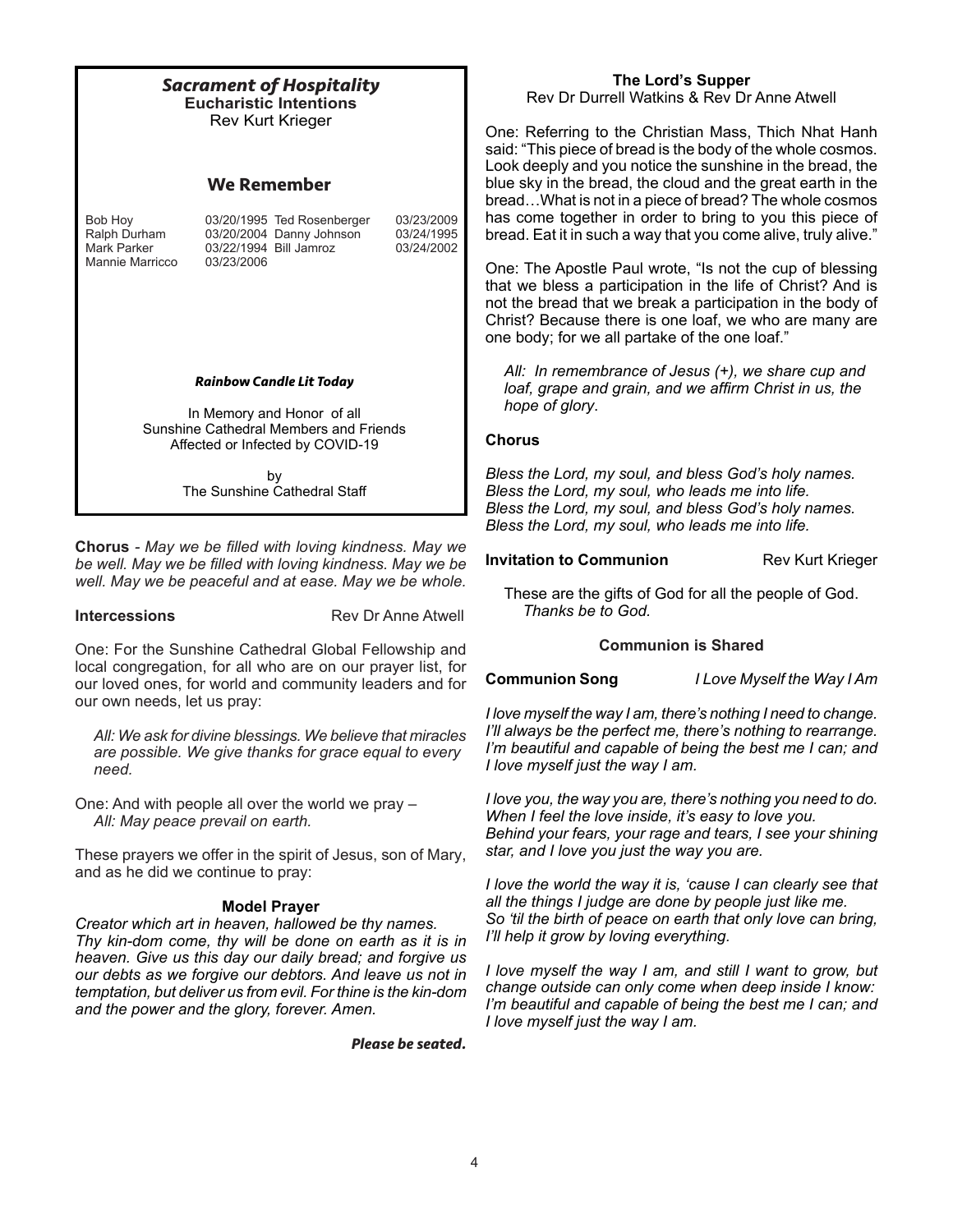## *Sacrament of Hospitality*

**Eucharistic Intentions**

Rev Kurt Krieger

### We Remember

| | | | |
|---|---|---|---|
| Bob Hoy | 03/20/1995 | Ted Rosenberger | 03/23/2009 |
| Ralph Durham | 03/20/2004 | Danny Johnson | 03/24/1995 |
| Mark Parker | 03/22/1994 | Bill Jamroz | 03/24/2002 |
| Mannie Marricco | 03/23/2006 | | |

***Rainbow Candle Lit Today***

In Memory and Honor of all
Sunshine Cathedral Members and Friends
Affected or Infected by COVID-19

by
The Sunshine Cathedral Staff

**Chorus** - *May we be filled with loving kindness. May we be well. May we be filled with loving kindness. May we be well. May we be peaceful and at ease. May we be whole.*

**Intercessions** Rev Dr Anne Atwell

One: For the Sunshine Cathedral Global Fellowship and local congregation, for all who are on our prayer list, for our loved ones, for world and community leaders and for our own needs, let us pray:

*All: We ask for divine blessings. We believe that miracles are possible. We give thanks for grace equal to every need.*

One: And with people all over the world we pray –
*All: May peace prevail on earth.*

These prayers we offer in the spirit of Jesus, son of Mary, and as he did we continue to pray:

**Model Prayer**

*Creator which art in heaven, hallowed be thy names. Thy kin-dom come, thy will be done on earth as it is in heaven. Give us this day our daily bread; and forgive us our debts as we forgive our debtors. And leave us not in temptation, but deliver us from evil. For thine is the kin-dom and the power and the glory, forever. Amen.*

***Please be seated.***

**The Lord's Supper**

Rev Dr Durrell Watkins & Rev Dr Anne Atwell

One: Referring to the Christian Mass, Thich Nhat Hanh said: "This piece of bread is the body of the whole cosmos. Look deeply and you notice the sunshine in the bread, the blue sky in the bread, the cloud and the great earth in the bread…What is not in a piece of bread? The whole cosmos has come together in order to bring to you this piece of bread. Eat it in such a way that you come alive, truly alive."

One: The Apostle Paul wrote, "Is not the cup of blessing that we bless a participation in the life of Christ? And is not the bread that we break a participation in the body of Christ? Because there is one loaf, we who are many are one body; for we all partake of the one loaf."

*All: In remembrance of Jesus (+), we share cup and loaf, grape and grain, and we affirm Christ in us, the hope of glory*.

**Chorus**

*Bless the Lord, my soul, and bless God's holy names.*
*Bless the Lord, my soul, who leads me into life.*
*Bless the Lord, my soul, and bless God's holy names.*
*Bless the Lord, my soul, who leads me into life.*

**Invitation to Communion** Rev Kurt Krieger

These are the gifts of God for all the people of God.
*Thanks be to God.*

**Communion is Shared**

**Communion Song** *I Love Myself the Way I Am*

*I love myself the way I am, there's nothing I need to change. I'll always be the perfect me, there's nothing to rearrange. I'm beautiful and capable of being the best me I can; and I love myself just the way I am.*

*I love you, the way you are, there's nothing you need to do. When I feel the love inside, it's easy to love you. Behind your fears, your rage and tears, I see your shining star, and I love you just the way you are.*

*I love the world the way it is, 'cause I can clearly see that all the things I judge are done by people just like me. So 'til the birth of peace on earth that only love can bring, I'll help it grow by loving everything.*

*I love myself the way I am, and still I want to grow, but change outside can only come when deep inside I know: I'm beautiful and capable of being the best me I can; and I love myself just the way I am.*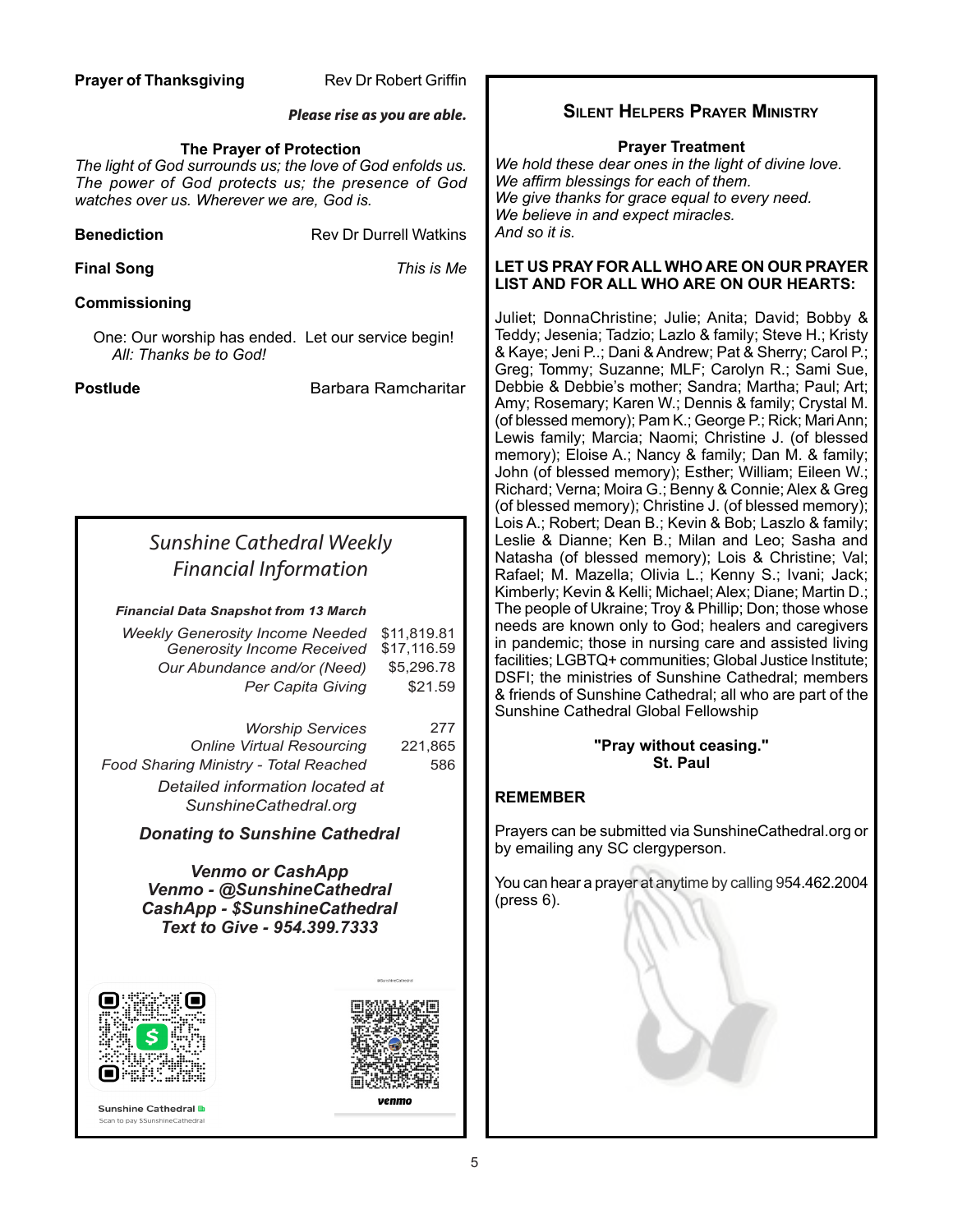**Prayer of Thanksgiving** Rev Dr Robert Griffin

***Please rise as you are able.***

**The Prayer of Protection**

*The light of God surrounds us; the love of God enfolds us. The power of God protects us; the presence of God watches over us. Wherever we are, God is.*

**Benediction** Rev Dr Durrell Watkins

**Final Song** *This is Me*

**Commissioning**

One: Our worship has ended. Let our service begin!
*All: Thanks be to God!*

**Postlude** Barbara Ramcharitar

## *Sunshine Cathedral Weekly Financial Information*

***Financial Data Snapshot from 13 March***

| | |
|---|---|
| *Weekly Generosity Income Needed* | $11,819.81 |
| *Generosity Income Received* | $17,116.59 |
| *Our Abundance and/or (Need)* | $5,296.78 |
| *Per Capita Giving* | $21.59 |
| *Worship Services* | 277 |
| *Online Virtual Resourcing* | 221,865 |
| *Food Sharing Ministry - Total Reached* | 586 |

*Detailed information located at SunshineCathedral.org*

***Donating to Sunshine Cathedral***

***Venmo or CashApp***
***Venmo - @SunshineCathedral***
***CashApp - $SunshineCathedral***
***Text to Give - 954.399.7333***

Sunshine Cathedral
Scan to pay $SunshineCathedral

@SunshineCathedral
venmo

## Silent Helpers Prayer Ministry

**Prayer Treatment**

*We hold these dear ones in the light of divine love.*
*We affirm blessings for each of them.*
*We give thanks for grace equal to every need.*
*We believe in and expect miracles.*
*And so it is.*

**LET US PRAY FOR ALL WHO ARE ON OUR PRAYER LIST AND FOR ALL WHO ARE ON OUR HEARTS:**

Juliet; DonnaChristine; Julie; Anita; David; Bobby & Teddy; Jesenia; Tadzio; Lazlo & family; Steve H.; Kristy & Kaye; Jeni P..; Dani & Andrew; Pat & Sherry; Carol P.; Greg; Tommy; Suzanne; MLF; Carolyn R.; Sami Sue, Debbie & Debbie's mother; Sandra; Martha; Paul; Art; Amy; Rosemary; Karen W.; Dennis & family; Crystal M. (of blessed memory); Pam K.; George P.; Rick; Mari Ann; Lewis family; Marcia; Naomi; Christine J. (of blessed memory); Eloise A.; Nancy & family; Dan M. & family; John (of blessed memory); Esther; William; Eileen W.; Richard; Verna; Moira G.; Benny & Connie; Alex & Greg (of blessed memory); Christine J. (of blessed memory); Lois A.; Robert; Dean B.; Kevin & Bob; Laszlo & family; Leslie & Dianne; Ken B.; Milan and Leo; Sasha and Natasha (of blessed memory); Lois & Christine; Val; Rafael; M. Mazella; Olivia L.; Kenny S.; Ivani; Jack; Kimberly; Kevin & Kelli; Michael; Alex; Diane; Martin D.; The people of Ukraine; Troy & Phillip; Don; those whose needs are known only to God; healers and caregivers in pandemic; those in nursing care and assisted living facilities; LGBTQ+ communities; Global Justice Institute; DSFI; the ministries of Sunshine Cathedral; members & friends of Sunshine Cathedral; all who are part of the Sunshine Cathedral Global Fellowship

**"Pray without ceasing."**
**St. Paul**

**REMEMBER**

Prayers can be submitted via SunshineCathedral.org or by emailing any SC clergyperson.

You can hear a prayer at anytime by calling 954.462.2004 (press 6).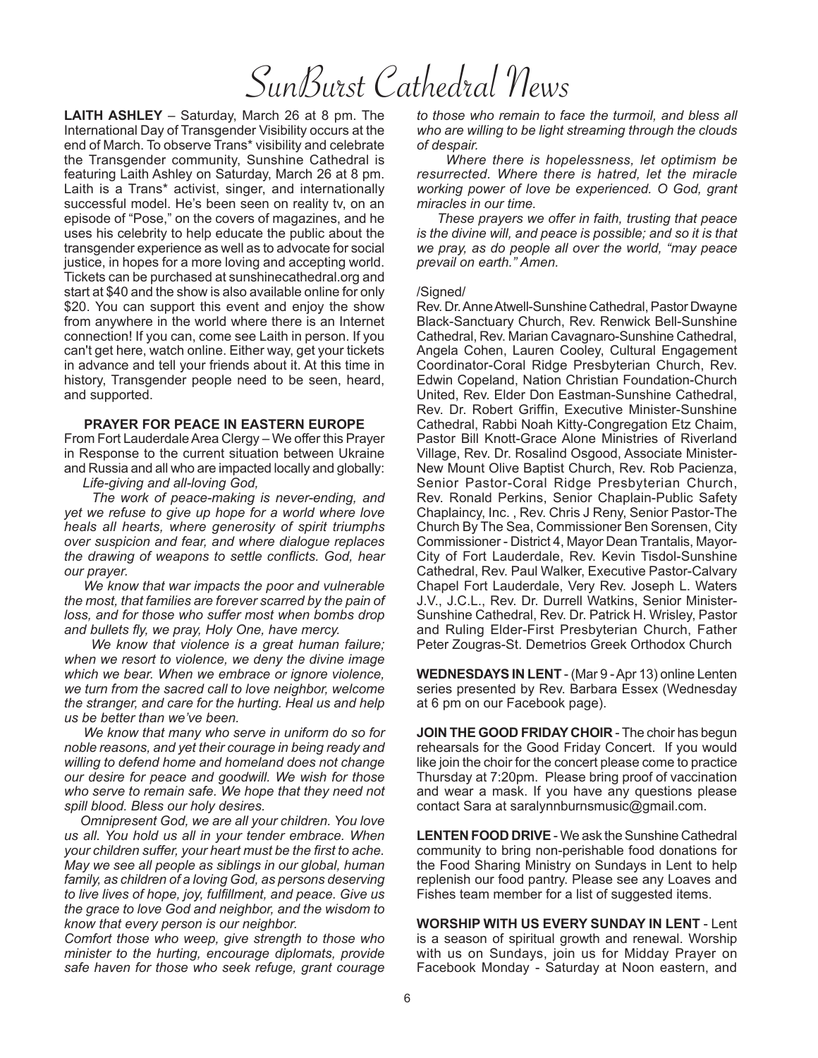# SunBurst Cathedral News

**LAITH ASHLEY** – Saturday, March 26 at 8 pm. The International Day of Transgender Visibility occurs at the end of March. To observe Trans* visibility and celebrate the Transgender community, Sunshine Cathedral is featuring Laith Ashley on Saturday, March 26 at 8 pm. Laith is a Trans* activist, singer, and internationally successful model. He's been seen on reality tv, on an episode of "Pose," on the covers of magazines, and he uses his celebrity to help educate the public about the transgender experience as well as to advocate for social justice, in hopes for a more loving and accepting world. Tickets can be purchased at sunshinecathedral.org and start at $40 and the show is also available online for only $20. You can support this event and enjoy the show from anywhere in the world where there is an Internet connection! If you can, come see Laith in person. If you can't get here, watch online. Either way, get your tickets in advance and tell your friends about it. At this time in history, Transgender people need to be seen, heard, and supported.

**PRAYER FOR PEACE IN EASTERN EUROPE**

From Fort Lauderdale Area Clergy – We offer this Prayer in Response to the current situation between Ukraine and Russia and all who are impacted locally and globally:

*Life-giving and all-loving God,*

*The work of peace-making is never-ending, and yet we refuse to give up hope for a world where love heals all hearts, where generosity of spirit triumphs over suspicion and fear, and where dialogue replaces the drawing of weapons to settle conflicts. God, hear our prayer.*

*We know that war impacts the poor and vulnerable the most, that families are forever scarred by the pain of loss, and for those who suffer most when bombs drop and bullets fly, we pray, Holy One, have mercy.*

*We know that violence is a great human failure; when we resort to violence, we deny the divine image which we bear. When we embrace or ignore violence, we turn from the sacred call to love neighbor, welcome the stranger, and care for the hurting. Heal us and help us be better than we've been.*

*We know that many who serve in uniform do so for noble reasons, and yet their courage in being ready and willing to defend home and homeland does not change our desire for peace and goodwill. We wish for those who serve to remain safe. We hope that they need not spill blood. Bless our holy desires.*

*Omnipresent God, we are all your children. You love us all. You hold us all in your tender embrace. When your children suffer, your heart must be the first to ache. May we see all people as siblings in our global, human family, as children of a loving God, as persons deserving to live lives of hope, joy, fulfillment, and peace. Give us the grace to love God and neighbor, and the wisdom to know that every person is our neighbor.*

*Comfort those who weep, give strength to those who minister to the hurting, encourage diplomats, provide safe haven for those who seek refuge, grant courage to those who remain to face the turmoil, and bless all who are willing to be light streaming through the clouds of despair.*

*Where there is hopelessness, let optimism be resurrected. Where there is hatred, let the miracle working power of love be experienced. O God, grant miracles in our time.*

*These prayers we offer in faith, trusting that peace is the divine will, and peace is possible; and so it is that we pray, as do people all over the world, "may peace prevail on earth." Amen.*

/Signed/

Rev. Dr. Anne Atwell-Sunshine Cathedral, Pastor Dwayne Black-Sanctuary Church, Rev. Renwick Bell-Sunshine Cathedral, Rev. Marian Cavagnaro-Sunshine Cathedral, Angela Cohen, Lauren Cooley, Cultural Engagement Coordinator-Coral Ridge Presbyterian Church, Rev. Edwin Copeland, Nation Christian Foundation-Church United, Rev. Elder Don Eastman-Sunshine Cathedral, Rev. Dr. Robert Griffin, Executive Minister-Sunshine Cathedral, Rabbi Noah Kitty-Congregation Etz Chaim, Pastor Bill Knott-Grace Alone Ministries of Riverland Village, Rev. Dr. Rosalind Osgood, Associate Minister-New Mount Olive Baptist Church, Rev. Rob Pacienza, Senior Pastor-Coral Ridge Presbyterian Church, Rev. Ronald Perkins, Senior Chaplain-Public Safety Chaplaincy, Inc. , Rev. Chris J Reny, Senior Pastor-The Church By The Sea, Commissioner Ben Sorensen, City Commissioner - District 4, Mayor Dean Trantalis, Mayor-City of Fort Lauderdale, Rev. Kevin Tisdol-Sunshine Cathedral, Rev. Paul Walker, Executive Pastor-Calvary Chapel Fort Lauderdale, Very Rev. Joseph L. Waters J.V., J.C.L., Rev. Dr. Durrell Watkins, Senior Minister-Sunshine Cathedral, Rev. Dr. Patrick H. Wrisley, Pastor and Ruling Elder-First Presbyterian Church, Father Peter Zougras-St. Demetrios Greek Orthodox Church

**WEDNESDAYS IN LENT** - (Mar 9 - Apr 13) online Lenten series presented by Rev. Barbara Essex (Wednesday at 6 pm on our Facebook page).

**JOIN THE GOOD FRIDAY CHOIR** - The choir has begun rehearsals for the Good Friday Concert. If you would like join the choir for the concert please come to practice Thursday at 7:20pm. Please bring proof of vaccination and wear a mask. If you have any questions please contact Sara at saralynnburnsmusic@gmail.com.

**LENTEN FOOD DRIVE** - We ask the Sunshine Cathedral community to bring non-perishable food donations for the Food Sharing Ministry on Sundays in Lent to help replenish our food pantry. Please see any Loaves and Fishes team member for a list of suggested items.

**WORSHIP WITH US EVERY SUNDAY IN LENT** - Lent is a season of spiritual growth and renewal. Worship with us on Sundays, join us for Midday Prayer on Facebook Monday - Saturday at Noon eastern, and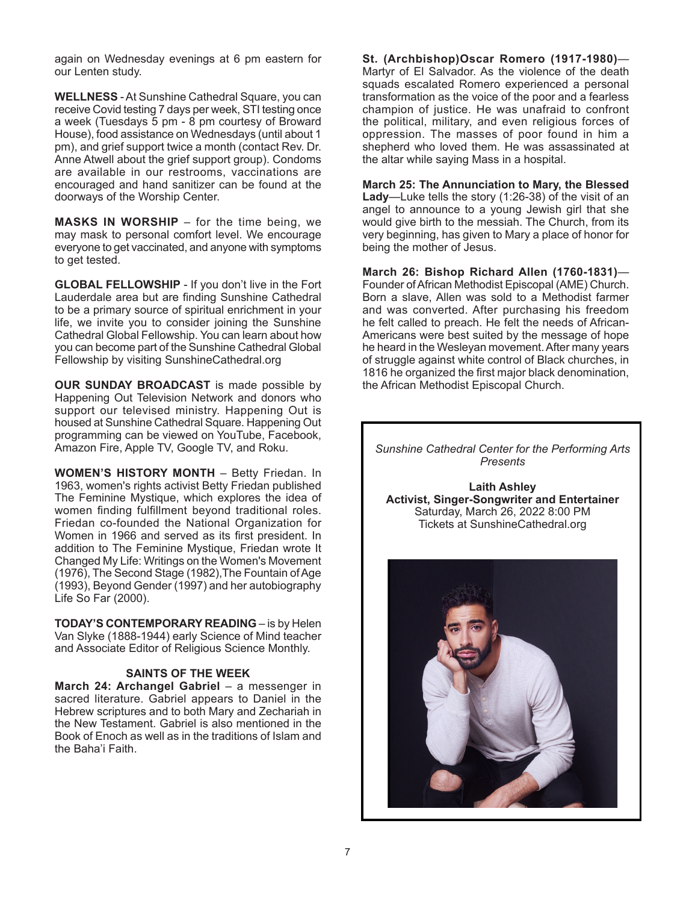again on Wednesday evenings at 6 pm eastern for our Lenten study.

**WELLNESS** - At Sunshine Cathedral Square, you can receive Covid testing 7 days per week, STI testing once a week (Tuesdays 5 pm - 8 pm courtesy of Broward House), food assistance on Wednesdays (until about 1 pm), and grief support twice a month (contact Rev. Dr. Anne Atwell about the grief support group). Condoms are available in our restrooms, vaccinations are encouraged and hand sanitizer can be found at the doorways of the Worship Center.

**MASKS IN WORSHIP** – for the time being, we may mask to personal comfort level. We encourage everyone to get vaccinated, and anyone with symptoms to get tested.

**GLOBAL FELLOWSHIP** - If you don't live in the Fort Lauderdale area but are finding Sunshine Cathedral to be a primary source of spiritual enrichment in your life, we invite you to consider joining the Sunshine Cathedral Global Fellowship. You can learn about how you can become part of the Sunshine Cathedral Global Fellowship by visiting SunshineCathedral.org

**OUR SUNDAY BROADCAST** is made possible by Happening Out Television Network and donors who support our televised ministry. Happening Out is housed at Sunshine Cathedral Square. Happening Out programming can be viewed on YouTube, Facebook, Amazon Fire, Apple TV, Google TV, and Roku.

**WOMEN'S HISTORY MONTH** – Betty Friedan. In 1963, women's rights activist Betty Friedan published The Feminine Mystique, which explores the idea of women finding fulfillment beyond traditional roles. Friedan co-founded the National Organization for Women in 1966 and served as its first president. In addition to The Feminine Mystique, Friedan wrote It Changed My Life: Writings on the Women's Movement (1976), The Second Stage (1982),The Fountain of Age (1993), Beyond Gender (1997) and her autobiography Life So Far (2000).

**TODAY'S CONTEMPORARY READING** – is by Helen Van Slyke (1888-1944) early Science of Mind teacher and Associate Editor of Religious Science Monthly.

## SAINTS OF THE WEEK

**March 24: Archangel Gabriel** – a messenger in sacred literature. Gabriel appears to Daniel in the Hebrew scriptures and to both Mary and Zechariah in the New Testament. Gabriel is also mentioned in the Book of Enoch as well as in the traditions of Islam and the Baha'i Faith.

**St. (Archbishop)Oscar Romero (1917-1980)**—Martyr of El Salvador. As the violence of the death squads escalated Romero experienced a personal transformation as the voice of the poor and a fearless champion of justice. He was unafraid to confront the political, military, and even religious forces of oppression. The masses of poor found in him a shepherd who loved them. He was assassinated at the altar while saying Mass in a hospital.

**March 25: The Annunciation to Mary, the Blessed Lady**—Luke tells the story (1:26-38) of the visit of an angel to announce to a young Jewish girl that she would give birth to the messiah. The Church, from its very beginning, has given to Mary a place of honor for being the mother of Jesus.

**March 26: Bishop Richard Allen (1760-1831)**—Founder of African Methodist Episcopal (AME) Church. Born a slave, Allen was sold to a Methodist farmer and was converted. After purchasing his freedom he felt called to preach. He felt the needs of African-Americans were best suited by the message of hope he heard in the Wesleyan movement. After many years of struggle against white control of Black churches, in 1816 he organized the first major black denomination, the African Methodist Episcopal Church.

*Sunshine Cathedral Center for the Performing Arts Presents*

**Laith Ashley**
**Activist, Singer-Songwriter and Entertainer**
Saturday, March 26, 2022 8:00 PM
Tickets at SunshineCathedral.org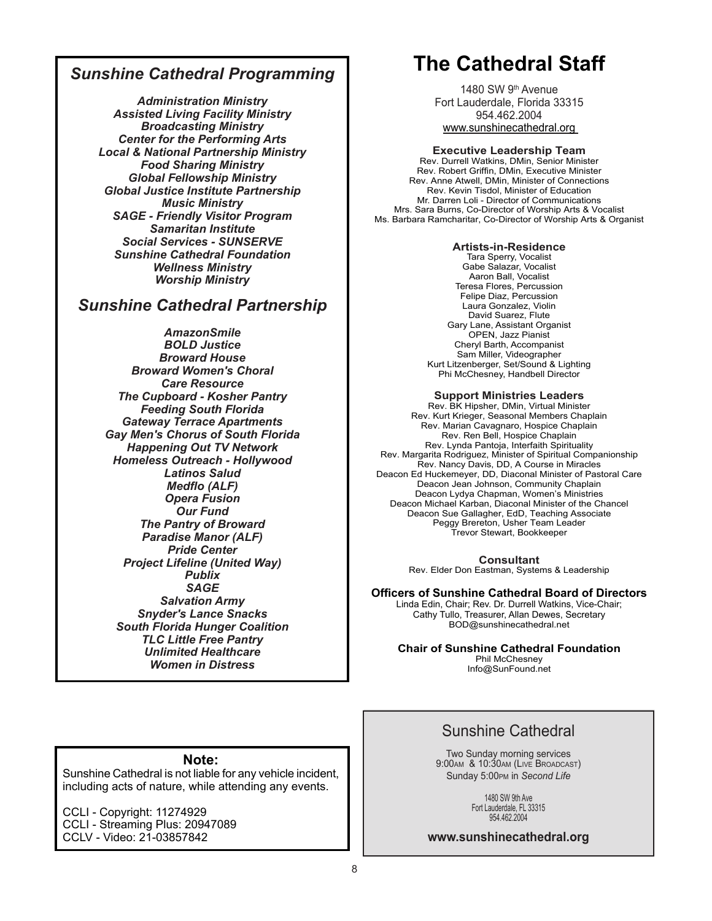## *Sunshine Cathedral Programming*

***Administration Ministry***
***Assisted Living Facility Ministry***
***Broadcasting Ministry***
***Center for the Performing Arts***
***Local & National Partnership Ministry***
***Food Sharing Ministry***
***Global Fellowship Ministry***
***Global Justice Institute Partnership***
***Music Ministry***
***SAGE - Friendly Visitor Program***
***Samaritan Institute***
***Social Services - SUNSERVE***
***Sunshine Cathedral Foundation***
***Wellness Ministry***
***Worship Ministry***

## *Sunshine Cathedral Partnership*

***AmazonSmile***
***BOLD Justice***
***Broward House***
***Broward Women's Choral***
***Care Resource***
***The Cupboard - Kosher Pantry***
***Feeding South Florida***
***Gateway Terrace Apartments***
***Gay Men's Chorus of South Florida***
***Happening Out TV Network***
***Homeless Outreach - Hollywood***
***Latinos Salud***
***Medflo (ALF)***
***Opera Fusion***
***Our Fund***
***The Pantry of Broward***
***Paradise Manor (ALF)***
***Pride Center***
***Project Lifeline (United Way)***
***Publix***
***SAGE***
***Salvation Army***
***Snyder's Lance Snacks***
***South Florida Hunger Coalition***
***TLC Little Free Pantry***
***Unlimited Healthcare***
***Women in Distress***

**Note:**
Sunshine Cathedral is not liable for any vehicle incident, including acts of nature, while attending any events.

CCLI - Copyright: 11274929
CCLI - Streaming Plus: 20947089
CCLV - Video: 21-03857842

# The Cathedral Staff

1480 SW 9th Avenue
Fort Lauderdale, Florida 33315
954.462.2004
www.sunshinecathedral.org

**Executive Leadership Team**
Rev. Durrell Watkins, DMin, Senior Minister
Rev. Robert Griffin, DMin, Executive Minister
Rev. Anne Atwell, DMin, Minister of Connections
Rev. Kevin Tisdol, Minister of Education
Mr. Darren Loli - Director of Communications
Mrs. Sara Burns, Co-Director of Worship Arts & Vocalist
Ms. Barbara Ramcharitar, Co-Director of Worship Arts & Organist

**Artists-in-Residence**
Tara Sperry, Vocalist
Gabe Salazar, Vocalist
Aaron Ball, Vocalist
Teresa Flores, Percussion
Felipe Diaz, Percussion
Laura Gonzalez, Violin
David Suarez, Flute
Gary Lane, Assistant Organist
OPEN, Jazz Pianist
Cheryl Barth, Accompanist
Sam Miller, Videographer
Kurt Litzenberger, Set/Sound & Lighting
Phi McChesney, Handbell Director

**Support Ministries Leaders**
Rev. BK Hipsher, DMin, Virtual Minister
Rev. Kurt Krieger, Seasonal Members Chaplain
Rev. Marian Cavagnaro, Hospice Chaplain
Rev. Ren Bell, Hospice Chaplain
Rev. Lynda Pantoja, Interfaith Spirituality
Rev. Margarita Rodriguez, Minister of Spiritual Companionship
Rev. Nancy Davis, DD, A Course in Miracles
Deacon Ed Huckemeyer, DD, Diaconal Minister of Pastoral Care
Deacon Jean Johnson, Community Chaplain
Deacon Lydya Chapman, Women's Ministries
Deacon Michael Karban, Diaconal Minister of the Chancel
Deacon Sue Gallagher, EdD, Teaching Associate
Peggy Brereton, Usher Team Leader
Trevor Stewart, Bookkeeper

**Consultant**
Rev. Elder Don Eastman, Systems & Leadership

**Officers of Sunshine Cathedral Board of Directors**
Linda Edin, Chair; Rev. Dr. Durrell Watkins, Vice-Chair;
Cathy Tullo, Treasurer, Allan Dewes, Secretary
BOD@sunshinecathedral.net

**Chair of Sunshine Cathedral Foundation**
Phil McChesney
Info@SunFound.net

## Sunshine Cathedral

Two Sunday morning services
9:00AM & 10:30AM (LIVE BROADCAST)
Sunday 5:00PM in *Second Life*

1480 SW 9th Ave
Fort Lauderdale, FL 33315
954.462.2004

**www.sunshinecathedral.org**